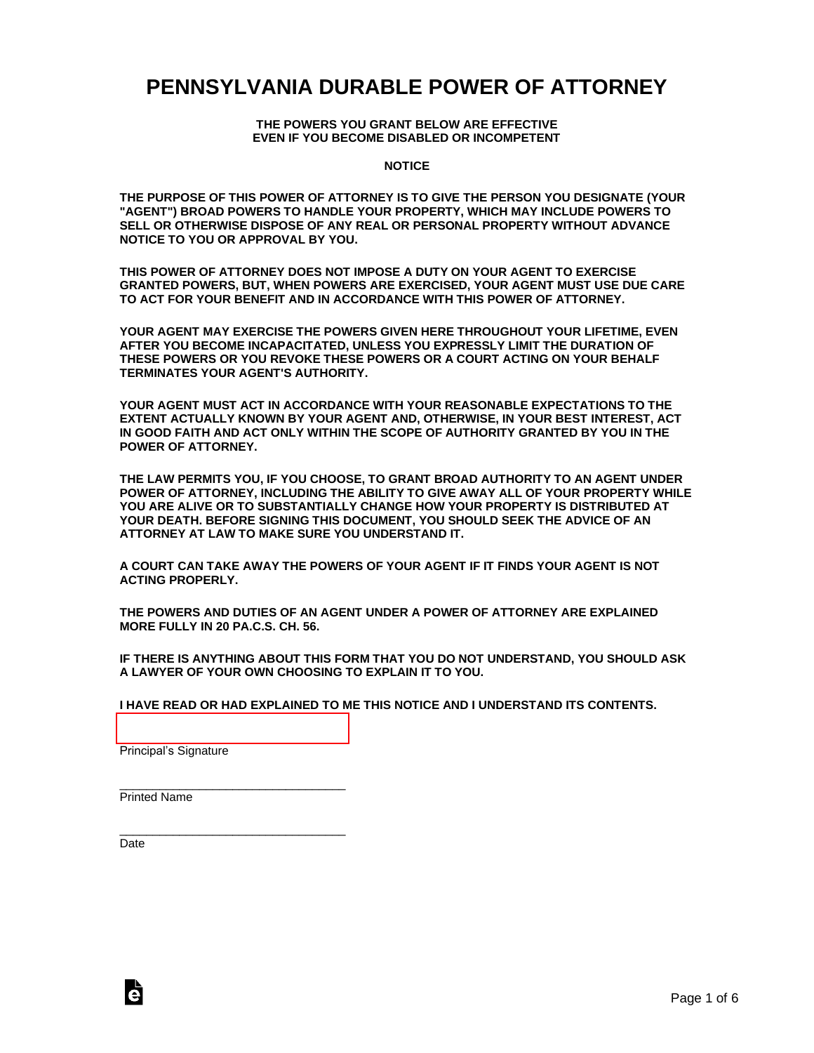# PENNSYLVANIA DURABLE POWER OF ATTORNEY

**THE POWERS YOU GRANT BELOW ARE EFFECTIVE
EVEN IF YOU BECOME DISABLED OR INCOMPETENT**

**NOTICE**

**THE PURPOSE OF THIS POWER OF ATTORNEY IS TO GIVE THE PERSON YOU DESIGNATE (YOUR "AGENT") BROAD POWERS TO HANDLE YOUR PROPERTY, WHICH MAY INCLUDE POWERS TO SELL OR OTHERWISE DISPOSE OF ANY REAL OR PERSONAL PROPERTY WITHOUT ADVANCE NOTICE TO YOU OR APPROVAL BY YOU.**

**THIS POWER OF ATTORNEY DOES NOT IMPOSE A DUTY ON YOUR AGENT TO EXERCISE GRANTED POWERS, BUT, WHEN POWERS ARE EXERCISED, YOUR AGENT MUST USE DUE CARE TO ACT FOR YOUR BENEFIT AND IN ACCORDANCE WITH THIS POWER OF ATTORNEY.**

**YOUR AGENT MAY EXERCISE THE POWERS GIVEN HERE THROUGHOUT YOUR LIFETIME, EVEN AFTER YOU BECOME INCAPACITATED, UNLESS YOU EXPRESSLY LIMIT THE DURATION OF THESE POWERS OR YOU REVOKE THESE POWERS OR A COURT ACTING ON YOUR BEHALF TERMINATES YOUR AGENT'S AUTHORITY.**

**YOUR AGENT MUST ACT IN ACCORDANCE WITH YOUR REASONABLE EXPECTATIONS TO THE EXTENT ACTUALLY KNOWN BY YOUR AGENT AND, OTHERWISE, IN YOUR BEST INTEREST, ACT IN GOOD FAITH AND ACT ONLY WITHIN THE SCOPE OF AUTHORITY GRANTED BY YOU IN THE POWER OF ATTORNEY.**

**THE LAW PERMITS YOU, IF YOU CHOOSE, TO GRANT BROAD AUTHORITY TO AN AGENT UNDER POWER OF ATTORNEY, INCLUDING THE ABILITY TO GIVE AWAY ALL OF YOUR PROPERTY WHILE YOU ARE ALIVE OR TO SUBSTANTIALLY CHANGE HOW YOUR PROPERTY IS DISTRIBUTED AT YOUR DEATH. BEFORE SIGNING THIS DOCUMENT, YOU SHOULD SEEK THE ADVICE OF AN ATTORNEY AT LAW TO MAKE SURE YOU UNDERSTAND IT.**

**A COURT CAN TAKE AWAY THE POWERS OF YOUR AGENT IF IT FINDS YOUR AGENT IS NOT ACTING PROPERLY.**

**THE POWERS AND DUTIES OF AN AGENT UNDER A POWER OF ATTORNEY ARE EXPLAINED MORE FULLY IN 20 PA.C.S. CH. 56.**

**IF THERE IS ANYTHING ABOUT THIS FORM THAT YOU DO NOT UNDERSTAND, YOU SHOULD ASK A LAWYER OF YOUR OWN CHOOSING TO EXPLAIN IT TO YOU.**

**I HAVE READ OR HAD EXPLAINED TO ME THIS NOTICE AND I UNDERSTAND ITS CONTENTS.**

_________________________________
Principal's Signature

_________________________________
Printed Name

_________________________________
Date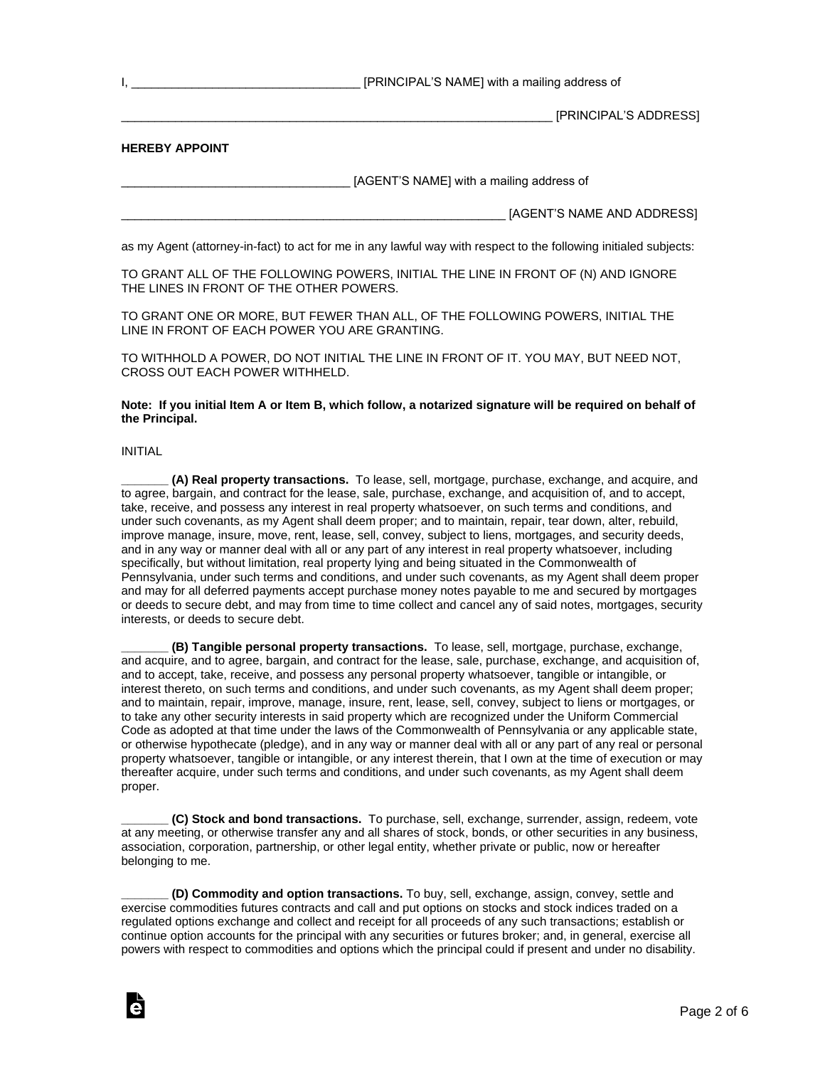I, ________________________________ [PRINCIPAL'S NAME] with a mailing address of

_________________________________________________________________ [PRINCIPAL'S ADDRESS]

**HEREBY APPOINT**

________________________________ [AGENT'S NAME] with a mailing address of

__________________________________________________________ [AGENT'S NAME AND ADDRESS]

as my Agent (attorney-in-fact) to act for me in any lawful way with respect to the following initialed subjects:

TO GRANT ALL OF THE FOLLOWING POWERS, INITIAL THE LINE IN FRONT OF (N) AND IGNORE THE LINES IN FRONT OF THE OTHER POWERS.

TO GRANT ONE OR MORE, BUT FEWER THAN ALL, OF THE FOLLOWING POWERS, INITIAL THE LINE IN FRONT OF EACH POWER YOU ARE GRANTING.

TO WITHHOLD A POWER, DO NOT INITIAL THE LINE IN FRONT OF IT. YOU MAY, BUT NEED NOT, CROSS OUT EACH POWER WITHHELD.

**Note: If you initial Item A or Item B, which follow, a notarized signature will be required on behalf of the Principal.**

INITIAL

_______ **(A) Real property transactions.** To lease, sell, mortgage, purchase, exchange, and acquire, and to agree, bargain, and contract for the lease, sale, purchase, exchange, and acquisition of, and to accept, take, receive, and possess any interest in real property whatsoever, on such terms and conditions, and under such covenants, as my Agent shall deem proper; and to maintain, repair, tear down, alter, rebuild, improve manage, insure, move, rent, lease, sell, convey, subject to liens, mortgages, and security deeds, and in any way or manner deal with all or any part of any interest in real property whatsoever, including specifically, but without limitation, real property lying and being situated in the Commonwealth of Pennsylvania, under such terms and conditions, and under such covenants, as my Agent shall deem proper and may for all deferred payments accept purchase money notes payable to me and secured by mortgages or deeds to secure debt, and may from time to time collect and cancel any of said notes, mortgages, security interests, or deeds to secure debt.

_______ **(B) Tangible personal property transactions.** To lease, sell, mortgage, purchase, exchange, and acquire, and to agree, bargain, and contract for the lease, sale, purchase, exchange, and acquisition of, and to accept, take, receive, and possess any personal property whatsoever, tangible or intangible, or interest thereto, on such terms and conditions, and under such covenants, as my Agent shall deem proper; and to maintain, repair, improve, manage, insure, rent, lease, sell, convey, subject to liens or mortgages, or to take any other security interests in said property which are recognized under the Uniform Commercial Code as adopted at that time under the laws of the Commonwealth of Pennsylvania or any applicable state, or otherwise hypothecate (pledge), and in any way or manner deal with all or any part of any real or personal property whatsoever, tangible or intangible, or any interest therein, that I own at the time of execution or may thereafter acquire, under such terms and conditions, and under such covenants, as my Agent shall deem proper.

_______ **(C) Stock and bond transactions.** To purchase, sell, exchange, surrender, assign, redeem, vote at any meeting, or otherwise transfer any and all shares of stock, bonds, or other securities in any business, association, corporation, partnership, or other legal entity, whether private or public, now or hereafter belonging to me.

_______ **(D) Commodity and option transactions.** To buy, sell, exchange, assign, convey, settle and exercise commodities futures contracts and call and put options on stocks and stock indices traded on a regulated options exchange and collect and receipt for all proceeds of any such transactions; establish or continue option accounts for the principal with any securities or futures broker; and, in general, exercise all powers with respect to commodities and options which the principal could if present and under no disability.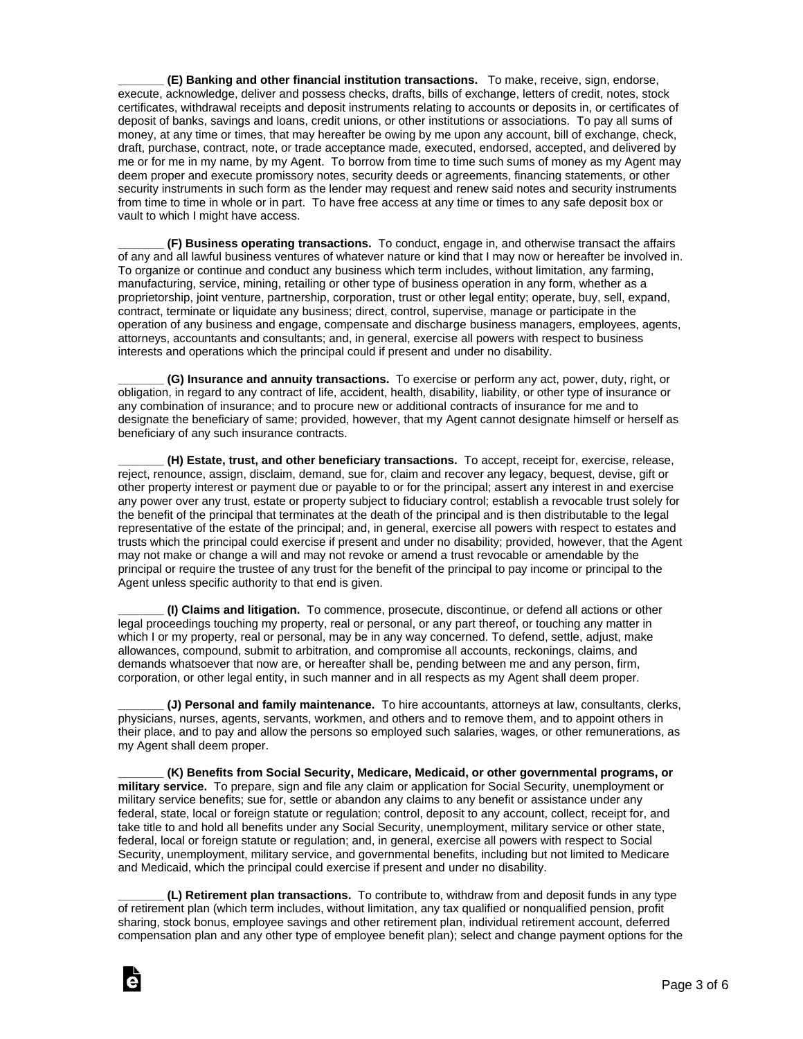_______ **(E) Banking and other financial institution transactions.** To make, receive, sign, endorse, execute, acknowledge, deliver and possess checks, drafts, bills of exchange, letters of credit, notes, stock certificates, withdrawal receipts and deposit instruments relating to accounts or deposits in, or certificates of deposit of banks, savings and loans, credit unions, or other institutions or associations. To pay all sums of money, at any time or times, that may hereafter be owing by me upon any account, bill of exchange, check, draft, purchase, contract, note, or trade acceptance made, executed, endorsed, accepted, and delivered by me or for me in my name, by my Agent. To borrow from time to time such sums of money as my Agent may deem proper and execute promissory notes, security deeds or agreements, financing statements, or other security instruments in such form as the lender may request and renew said notes and security instruments from time to time in whole or in part. To have free access at any time or times to any safe deposit box or vault to which I might have access.

_______ **(F) Business operating transactions.** To conduct, engage in, and otherwise transact the affairs of any and all lawful business ventures of whatever nature or kind that I may now or hereafter be involved in. To organize or continue and conduct any business which term includes, without limitation, any farming, manufacturing, service, mining, retailing or other type of business operation in any form, whether as a proprietorship, joint venture, partnership, corporation, trust or other legal entity; operate, buy, sell, expand, contract, terminate or liquidate any business; direct, control, supervise, manage or participate in the operation of any business and engage, compensate and discharge business managers, employees, agents, attorneys, accountants and consultants; and, in general, exercise all powers with respect to business interests and operations which the principal could if present and under no disability.

_______ **(G) Insurance and annuity transactions.** To exercise or perform any act, power, duty, right, or obligation, in regard to any contract of life, accident, health, disability, liability, or other type of insurance or any combination of insurance; and to procure new or additional contracts of insurance for me and to designate the beneficiary of same; provided, however, that my Agent cannot designate himself or herself as beneficiary of any such insurance contracts.

_______ **(H) Estate, trust, and other beneficiary transactions.** To accept, receipt for, exercise, release, reject, renounce, assign, disclaim, demand, sue for, claim and recover any legacy, bequest, devise, gift or other property interest or payment due or payable to or for the principal; assert any interest in and exercise any power over any trust, estate or property subject to fiduciary control; establish a revocable trust solely for the benefit of the principal that terminates at the death of the principal and is then distributable to the legal representative of the estate of the principal; and, in general, exercise all powers with respect to estates and trusts which the principal could exercise if present and under no disability; provided, however, that the Agent may not make or change a will and may not revoke or amend a trust revocable or amendable by the principal or require the trustee of any trust for the benefit of the principal to pay income or principal to the Agent unless specific authority to that end is given.

_______ **(I) Claims and litigation.** To commence, prosecute, discontinue, or defend all actions or other legal proceedings touching my property, real or personal, or any part thereof, or touching any matter in which I or my property, real or personal, may be in any way concerned. To defend, settle, adjust, make allowances, compound, submit to arbitration, and compromise all accounts, reckonings, claims, and demands whatsoever that now are, or hereafter shall be, pending between me and any person, firm, corporation, or other legal entity, in such manner and in all respects as my Agent shall deem proper.

_______ **(J) Personal and family maintenance.** To hire accountants, attorneys at law, consultants, clerks, physicians, nurses, agents, servants, workmen, and others and to remove them, and to appoint others in their place, and to pay and allow the persons so employed such salaries, wages, or other remunerations, as my Agent shall deem proper.

_______ **(K) Benefits from Social Security, Medicare, Medicaid, or other governmental programs, or military service.** To prepare, sign and file any claim or application for Social Security, unemployment or military service benefits; sue for, settle or abandon any claims to any benefit or assistance under any federal, state, local or foreign statute or regulation; control, deposit to any account, collect, receipt for, and take title to and hold all benefits under any Social Security, unemployment, military service or other state, federal, local or foreign statute or regulation; and, in general, exercise all powers with respect to Social Security, unemployment, military service, and governmental benefits, including but not limited to Medicare and Medicaid, which the principal could exercise if present and under no disability.

_______ **(L) Retirement plan transactions.** To contribute to, withdraw from and deposit funds in any type of retirement plan (which term includes, without limitation, any tax qualified or nonqualified pension, profit sharing, stock bonus, employee savings and other retirement plan, individual retirement account, deferred compensation plan and any other type of employee benefit plan); select and change payment options for the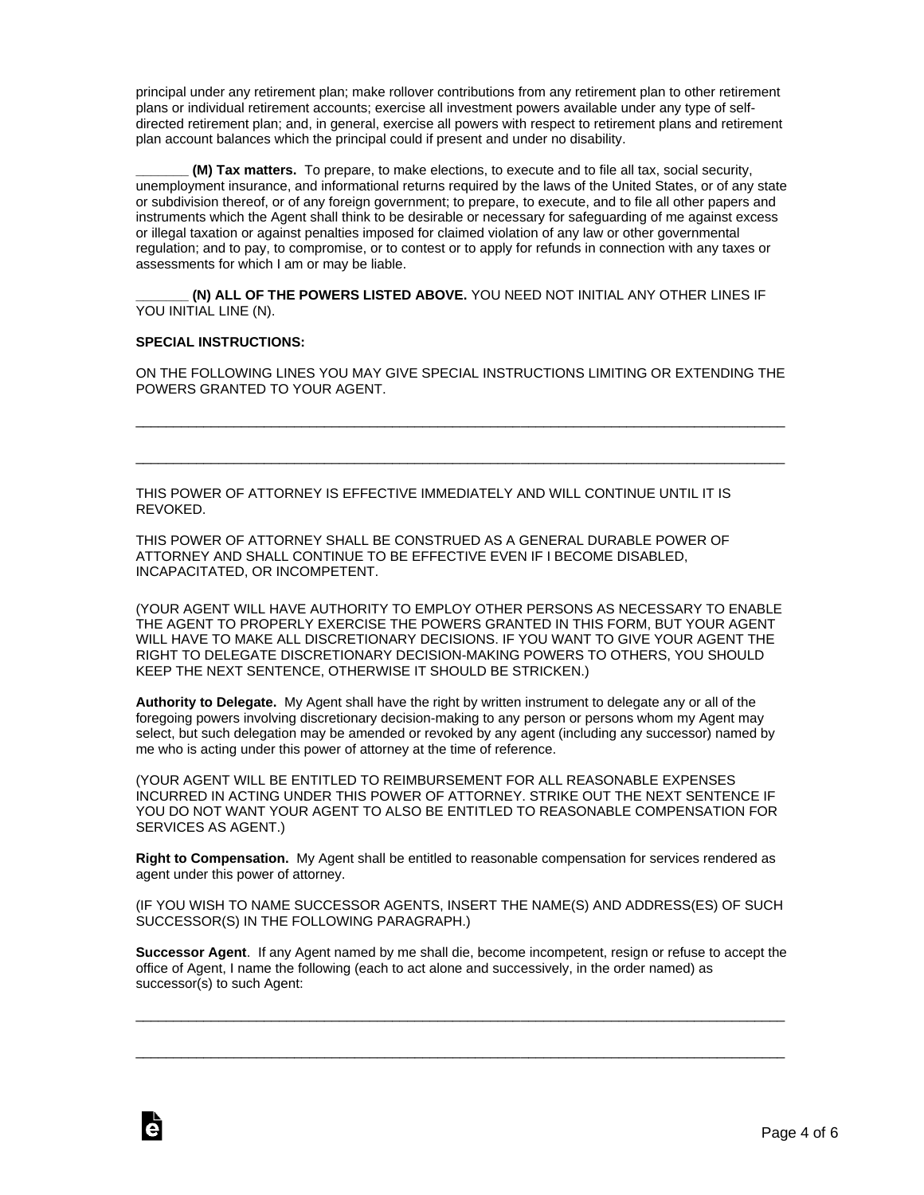principal under any retirement plan; make rollover contributions from any retirement plan to other retirement plans or individual retirement accounts; exercise all investment powers available under any type of self-directed retirement plan; and, in general, exercise all powers with respect to retirement plans and retirement plan account balances which the principal could if present and under no disability.

_______ **(M) Tax matters.** To prepare, to make elections, to execute and to file all tax, social security, unemployment insurance, and informational returns required by the laws of the United States, or of any state or subdivision thereof, or of any foreign government; to prepare, to execute, and to file all other papers and instruments which the Agent shall think to be desirable or necessary for safeguarding of me against excess or illegal taxation or against penalties imposed for claimed violation of any law or other governmental regulation; and to pay, to compromise, or to contest or to apply for refunds in connection with any taxes or assessments for which I am or may be liable.

_______ **(N) ALL OF THE POWERS LISTED ABOVE.** YOU NEED NOT INITIAL ANY OTHER LINES IF YOU INITIAL LINE (N).

**SPECIAL INSTRUCTIONS:**

ON THE FOLLOWING LINES YOU MAY GIVE SPECIAL INSTRUCTIONS LIMITING OR EXTENDING THE POWERS GRANTED TO YOUR AGENT.

_____________________________________________________________________________________

_____________________________________________________________________________________

THIS POWER OF ATTORNEY IS EFFECTIVE IMMEDIATELY AND WILL CONTINUE UNTIL IT IS REVOKED.

THIS POWER OF ATTORNEY SHALL BE CONSTRUED AS A GENERAL DURABLE POWER OF ATTORNEY AND SHALL CONTINUE TO BE EFFECTIVE EVEN IF I BECOME DISABLED, INCAPACITATED, OR INCOMPETENT.

(YOUR AGENT WILL HAVE AUTHORITY TO EMPLOY OTHER PERSONS AS NECESSARY TO ENABLE THE AGENT TO PROPERLY EXERCISE THE POWERS GRANTED IN THIS FORM, BUT YOUR AGENT WILL HAVE TO MAKE ALL DISCRETIONARY DECISIONS. IF YOU WANT TO GIVE YOUR AGENT THE RIGHT TO DELEGATE DISCRETIONARY DECISION-MAKING POWERS TO OTHERS, YOU SHOULD KEEP THE NEXT SENTENCE, OTHERWISE IT SHOULD BE STRICKEN.)

**Authority to Delegate.** My Agent shall have the right by written instrument to delegate any or all of the foregoing powers involving discretionary decision-making to any person or persons whom my Agent may select, but such delegation may be amended or revoked by any agent (including any successor) named by me who is acting under this power of attorney at the time of reference.

(YOUR AGENT WILL BE ENTITLED TO REIMBURSEMENT FOR ALL REASONABLE EXPENSES INCURRED IN ACTING UNDER THIS POWER OF ATTORNEY. STRIKE OUT THE NEXT SENTENCE IF YOU DO NOT WANT YOUR AGENT TO ALSO BE ENTITLED TO REASONABLE COMPENSATION FOR SERVICES AS AGENT.)

**Right to Compensation.** My Agent shall be entitled to reasonable compensation for services rendered as agent under this power of attorney.

(IF YOU WISH TO NAME SUCCESSOR AGENTS, INSERT THE NAME(S) AND ADDRESS(ES) OF SUCH SUCCESSOR(S) IN THE FOLLOWING PARAGRAPH.)

**Successor Agent**. If any Agent named by me shall die, become incompetent, resign or refuse to accept the office of Agent, I name the following (each to act alone and successively, in the order named) as successor(s) to such Agent:

_____________________________________________________________________________________

_____________________________________________________________________________________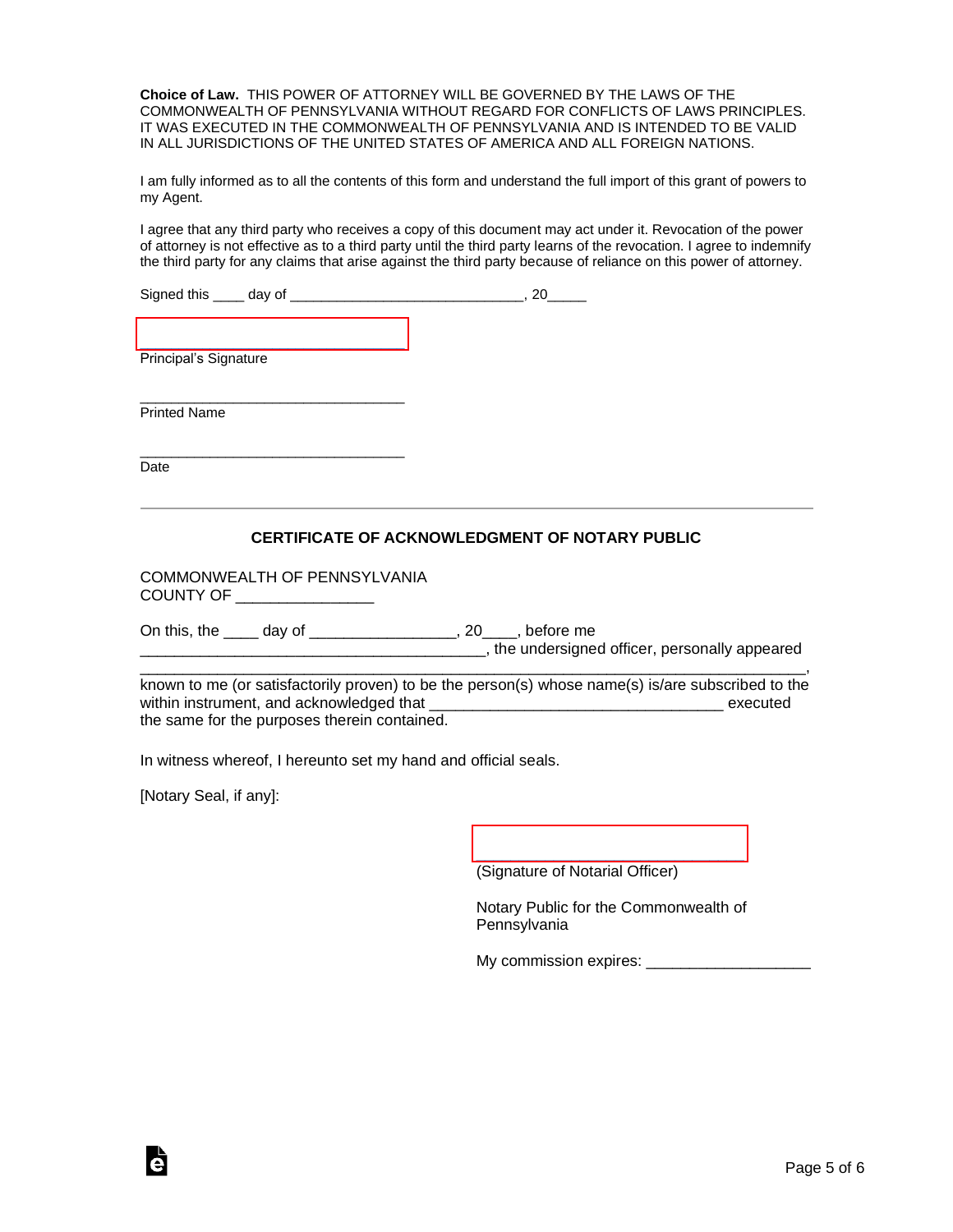**Choice of Law.** THIS POWER OF ATTORNEY WILL BE GOVERNED BY THE LAWS OF THE COMMONWEALTH OF PENNSYLVANIA WITHOUT REGARD FOR CONFLICTS OF LAWS PRINCIPLES. IT WAS EXECUTED IN THE COMMONWEALTH OF PENNSYLVANIA AND IS INTENDED TO BE VALID IN ALL JURISDICTIONS OF THE UNITED STATES OF AMERICA AND ALL FOREIGN NATIONS.

I am fully informed as to all the contents of this form and understand the full import of this grant of powers to my Agent.

I agree that any third party who receives a copy of this document may act under it. Revocation of the power of attorney is not effective as to a third party until the third party learns of the revocation. I agree to indemnify the third party for any claims that arise against the third party because of reliance on this power of attorney.

Signed this ____ day of ______________________________, 20_____

_________________________________
Principal's Signature

_________________________________
Printed Name

_________________________________
Date

---

**CERTIFICATE OF ACKNOWLEDGMENT OF NOTARY PUBLIC**

COMMONWEALTH OF PENNSYLVANIA
COUNTY OF ________________

On this, the ____ day of _________________, 20____, before me ____________________________________________, the undersigned officer, personally appeared ____________________________________________________________________________, known to me (or satisfactorily proven) to be the person(s) whose name(s) is/are subscribed to the within instrument, and acknowledged that __________________________________ executed the same for the purposes therein contained.

In witness whereof, I hereunto set my hand and official seals.

[Notary Seal, if any]:

_________________________________
(Signature of Notarial Officer)

Notary Public for the Commonwealth of Pennsylvania

My commission expires: ___________________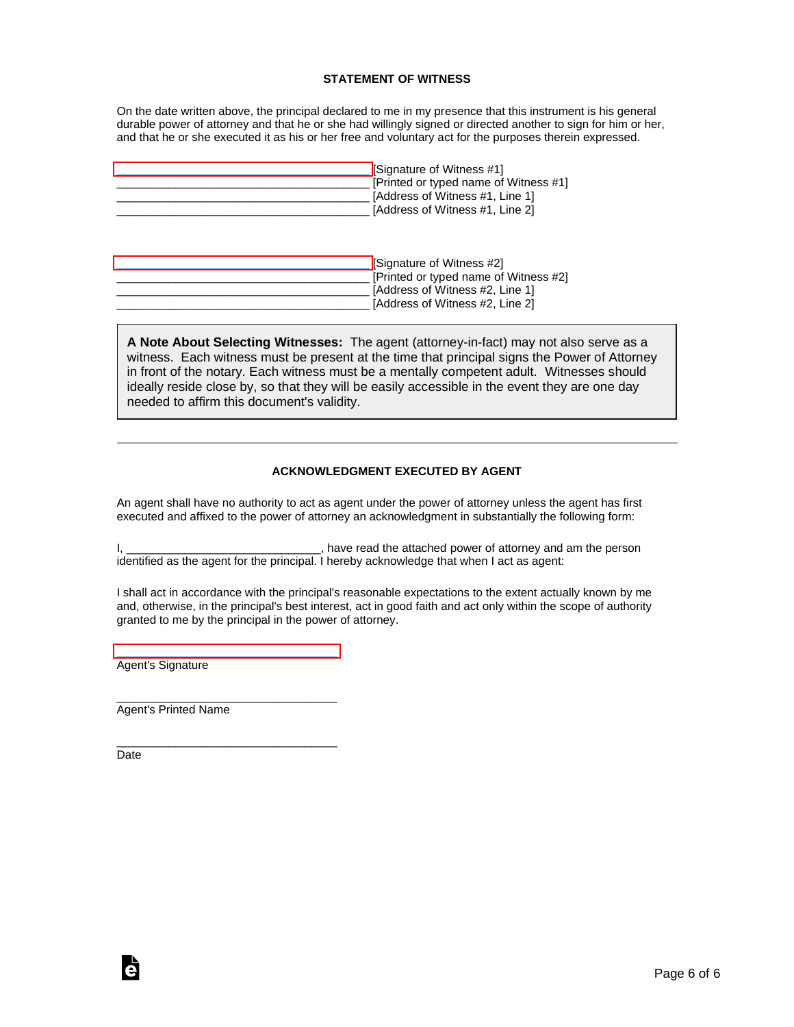## STATEMENT OF WITNESS

On the date written above, the principal declared to me in my presence that this instrument is his general durable power of attorney and that he or she had willingly signed or directed another to sign for him or her, and that he or she executed it as his or her free and voluntary act for the purposes therein expressed.

_______________________________________ [Signature of Witness #1]
_______________________________________ [Printed or typed name of Witness #1]
_______________________________________ [Address of Witness #1, Line 1]
_______________________________________ [Address of Witness #1, Line 2]

_______________________________________ [Signature of Witness #2]
_______________________________________ [Printed or typed name of Witness #2]
_______________________________________ [Address of Witness #2, Line 1]
_______________________________________ [Address of Witness #2, Line 2]

> **A Note About Selecting Witnesses:** The agent (attorney-in-fact) may not also serve as a witness. Each witness must be present at the time that principal signs the Power of Attorney in front of the notary. Each witness must be a mentally competent adult. Witnesses should ideally reside close by, so that they will be easily accessible in the event they are one day needed to affirm this document's validity.

---

## ACKNOWLEDGMENT EXECUTED BY AGENT

An agent shall have no authority to act as agent under the power of attorney unless the agent has first executed and affixed to the power of attorney an acknowledgment in substantially the following form:

I, _____________________________, have read the attached power of attorney and am the person identified as the agent for the principal. I hereby acknowledge that when I act as agent:

I shall act in accordance with the principal's reasonable expectations to the extent actually known by me and, otherwise, in the principal's best interest, act in good faith and act only within the scope of authority granted to me by the principal in the power of attorney.

__________________________________
Agent's Signature

__________________________________
Agent's Printed Name

__________________________________
Date